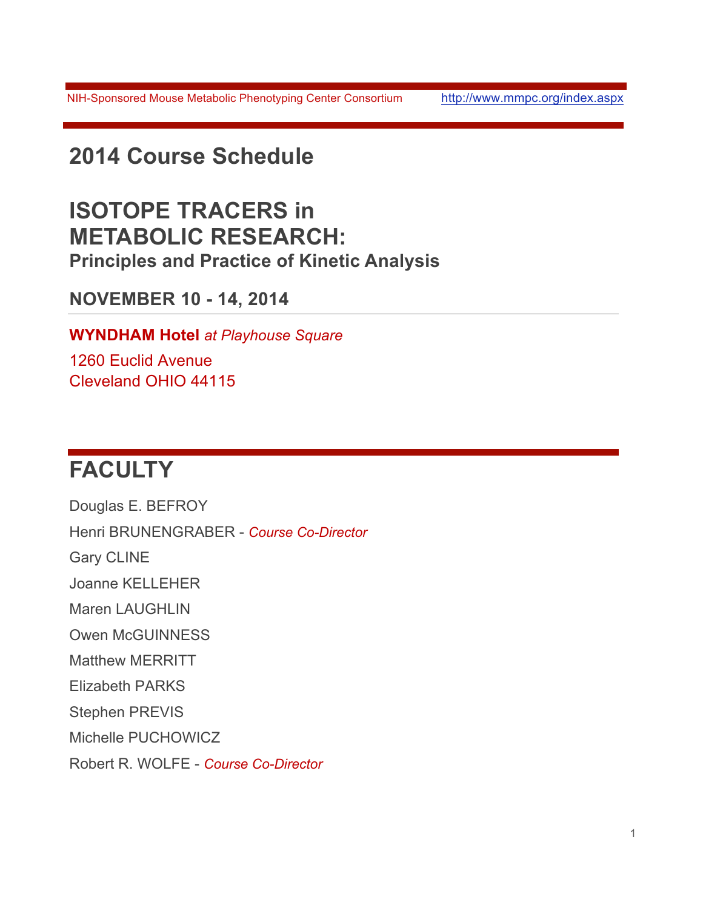NIH-Sponsored Mouse Metabolic Phenotyping Center Consortium http://www.mmpc.org/index.aspx

# 2014 Course Schedule

# ISOTOPE TRACERS in METABOLIC RESEARCH:

### Principles and Practice of Kinetic Analysis

## NOVEMBER 10 - 14, 2014

**WYNDHAM Hotel** *at Playhouse Square*

1260 Euclid Avenue
Cleveland OHIO 44115

# FACULTY

Douglas E. BEFROY

Henri BRUNENGRABER - *Course Co-Director*

Gary CLINE

Joanne KELLEHER

Maren LAUGHLIN

Owen McGUINNESS

Matthew MERRITT

Elizabeth PARKS

Stephen PREVIS

Michelle PUCHOWICZ

Robert R. WOLFE - *Course Co-Director*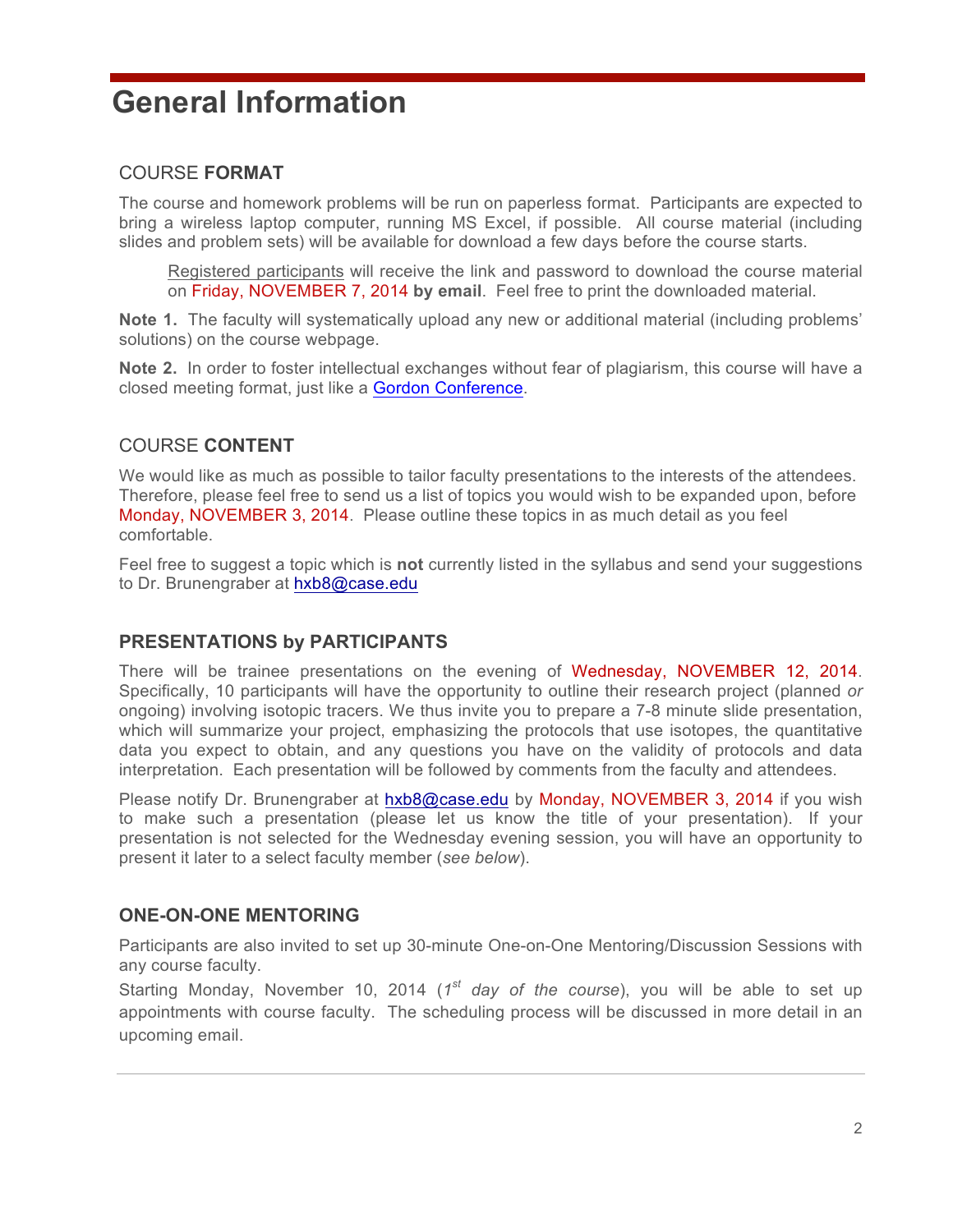# General Information

## COURSE **FORMAT**

The course and homework problems will be run on paperless format. Participants are expected to bring a wireless laptop computer, running MS Excel, if possible. All course material (including slides and problem sets) will be available for download a few days before the course starts.

> Registered participants will receive the link and password to download the course material on Friday, NOVEMBER 7, 2014 **by email**. Feel free to print the downloaded material.

**Note 1.** The faculty will systematically upload any new or additional material (including problems' solutions) on the course webpage.

**Note 2.** In order to foster intellectual exchanges without fear of plagiarism, this course will have a closed meeting format, just like a Gordon Conference.

## COURSE **CONTENT**

We would like as much as possible to tailor faculty presentations to the interests of the attendees. Therefore, please feel free to send us a list of topics you would wish to be expanded upon, before Monday, NOVEMBER 3, 2014. Please outline these topics in as much detail as you feel comfortable.

Feel free to suggest a topic which is **not** currently listed in the syllabus and send your suggestions to Dr. Brunengraber at hxb8@case.edu

## **PRESENTATIONS by PARTICIPANTS**

There will be trainee presentations on the evening of Wednesday, NOVEMBER 12, 2014. Specifically, 10 participants will have the opportunity to outline their research project (planned *or* ongoing) involving isotopic tracers. We thus invite you to prepare a 7-8 minute slide presentation, which will summarize your project, emphasizing the protocols that use isotopes, the quantitative data you expect to obtain, and any questions you have on the validity of protocols and data interpretation. Each presentation will be followed by comments from the faculty and attendees.

Please notify Dr. Brunengraber at hxb8@case.edu by Monday, NOVEMBER 3, 2014 if you wish to make such a presentation (please let us know the title of your presentation). If your presentation is not selected for the Wednesday evening session, you will have an opportunity to present it later to a select faculty member (*see below*).

## **ONE-ON-ONE MENTORING**

Participants are also invited to set up 30-minute One-on-One Mentoring/Discussion Sessions with any course faculty.

Starting Monday, November 10, 2014 (*1st day of the course*), you will be able to set up appointments with course faculty. The scheduling process will be discussed in more detail in an upcoming email.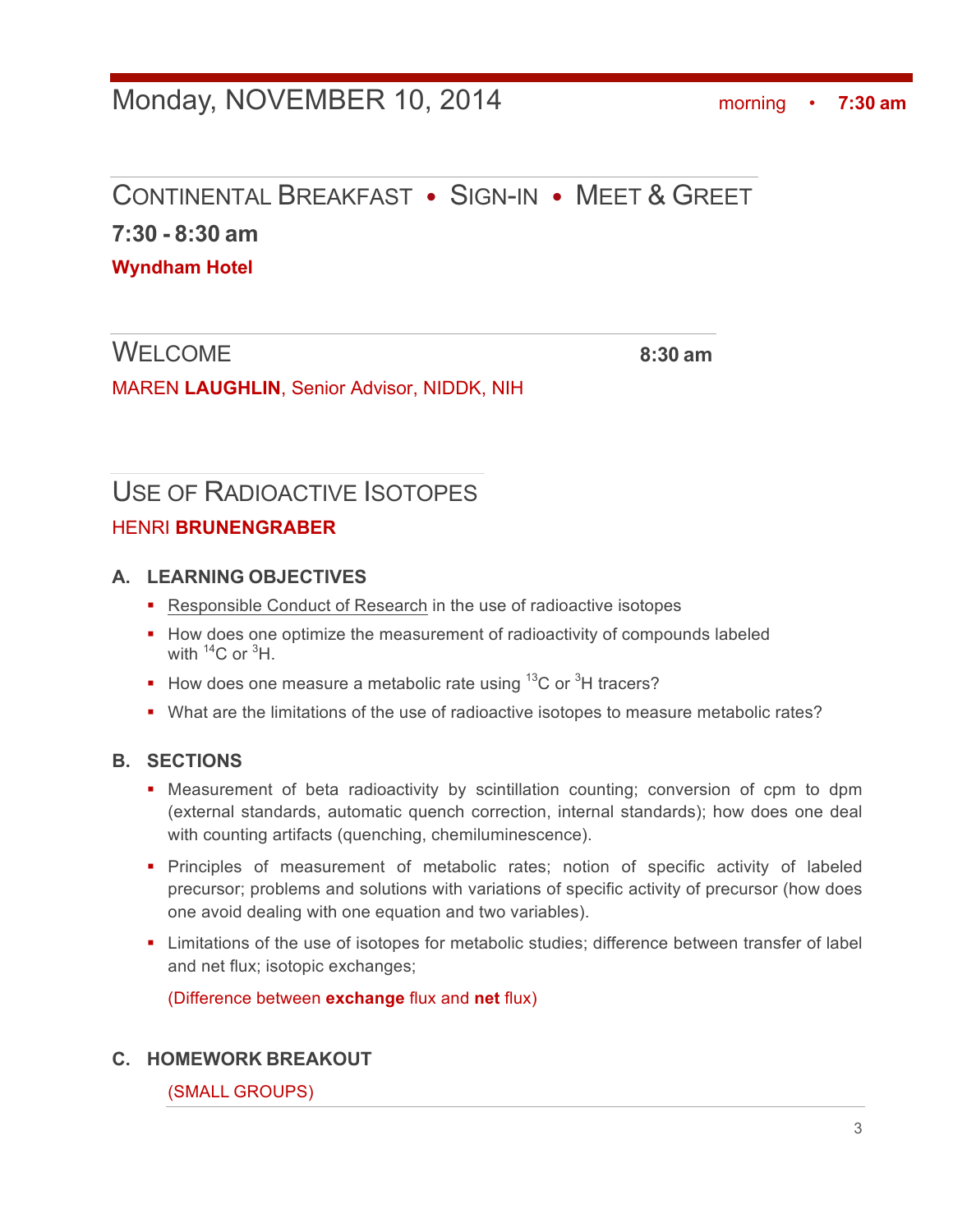# Monday, NOVEMBER 10, 2014

morning • **7:30 am**

## CONTINENTAL BREAKFAST • SIGN-IN • MEET & GREET

**7:30 - 8:30 am**

**Wyndham Hotel**

## WELCOME

**8:30 am**

MAREN **LAUGHLIN**, Senior Advisor, NIDDK, NIH

## USE OF RADIOACTIVE ISOTOPES

HENRI **BRUNENGRABER**

### A. LEARNING OBJECTIVES

- Responsible Conduct of Research in the use of radioactive isotopes
- How does one optimize the measurement of radioactivity of compounds labeled with $^{14}C$ or $^{3}H$.
- How does one measure a metabolic rate using $^{13}C$ or $^{3}H$ tracers?
- What are the limitations of the use of radioactive isotopes to measure metabolic rates?

### B. SECTIONS

- Measurement of beta radioactivity by scintillation counting; conversion of cpm to dpm (external standards, automatic quench correction, internal standards); how does one deal with counting artifacts (quenching, chemiluminescence).
- Principles of measurement of metabolic rates; notion of specific activity of labeled precursor; problems and solutions with variations of specific activity of precursor (how does one avoid dealing with one equation and two variables).
- Limitations of the use of isotopes for metabolic studies; difference between transfer of label and net flux; isotopic exchanges;

  (Difference between **exchange** flux and **net** flux)

### C. HOMEWORK BREAKOUT

(SMALL GROUPS)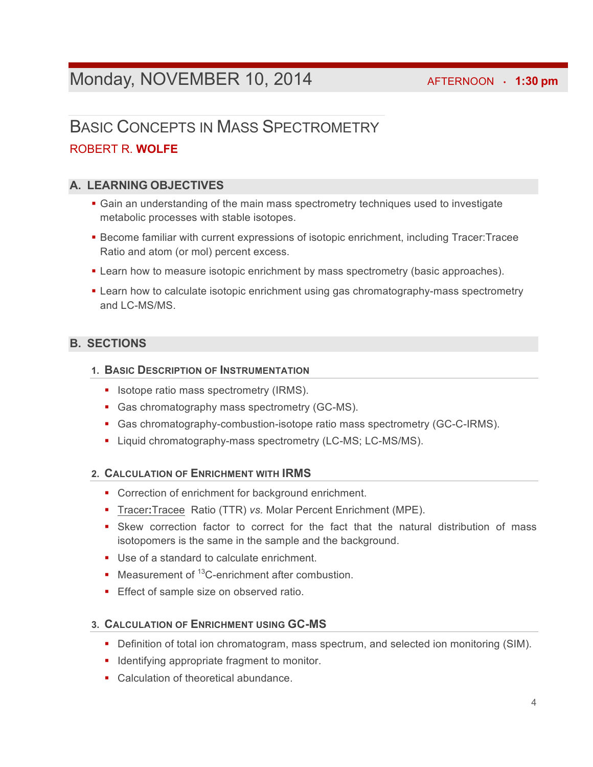# Monday, NOVEMBER 10, 2014

AFTERNOON · **1:30 pm**

## BASIC CONCEPTS IN MASS SPECTROMETRY

ROBERT R. **WOLFE**

### A. LEARNING OBJECTIVES

- Gain an understanding of the main mass spectrometry techniques used to investigate metabolic processes with stable isotopes.
- Become familiar with current expressions of isotopic enrichment, including Tracer:Tracee Ratio and atom (or mol) percent excess.
- Learn how to measure isotopic enrichment by mass spectrometry (basic approaches).
- Learn how to calculate isotopic enrichment using gas chromatography-mass spectrometry and LC-MS/MS.

### B. SECTIONS

#### 1. BASIC DESCRIPTION OF INSTRUMENTATION

- Isotope ratio mass spectrometry (IRMS).
- Gas chromatography mass spectrometry (GC-MS).
- Gas chromatography-combustion-isotope ratio mass spectrometry (GC-C-IRMS).
- Liquid chromatography-mass spectrometry (LC-MS; LC-MS/MS).

#### 2. CALCULATION OF ENRICHMENT WITH IRMS

- Correction of enrichment for background enrichment.
- Tracer**:**Tracee Ratio (TTR) *vs.* Molar Percent Enrichment (MPE).
- Skew correction factor to correct for the fact that the natural distribution of mass isotopomers is the same in the sample and the background.
- Use of a standard to calculate enrichment.
- Measurement of $^{13}C$-enrichment after combustion.
- Effect of sample size on observed ratio.

#### 3. CALCULATION OF ENRICHMENT USING GC-MS

- Definition of total ion chromatogram, mass spectrum, and selected ion monitoring (SIM).
- Identifying appropriate fragment to monitor.
- Calculation of theoretical abundance.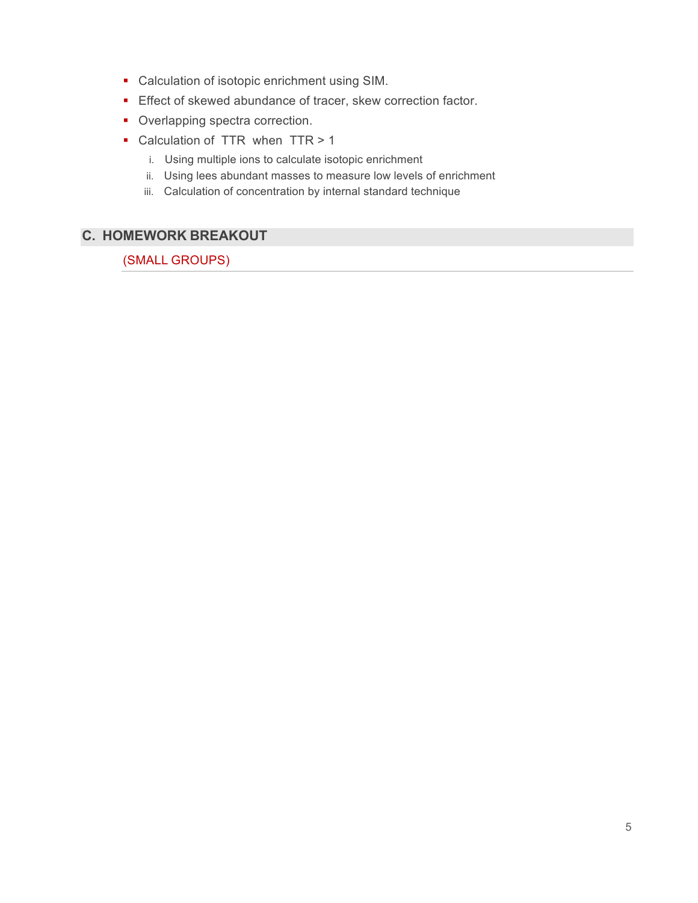- Calculation of isotopic enrichment using SIM.
- Effect of skewed abundance of tracer, skew correction factor.
- Overlapping spectra correction.
- Calculation of TTR when TTR > 1
  1. Using multiple ions to calculate isotopic enrichment
  2. Using lees abundant masses to measure low levels of enrichment
  3. Calculation of concentration by internal standard technique

## C. HOMEWORK BREAKOUT

(SMALL GROUPS)

---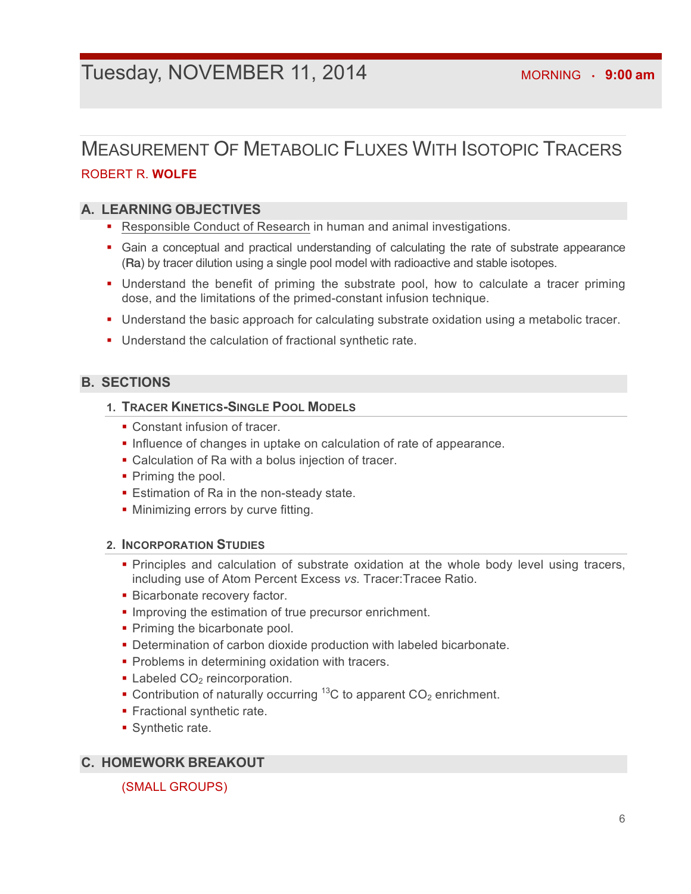# Tuesday, NOVEMBER 11, 2014

MORNING · **9:00 am**

## MEASUREMENT OF METABOLIC FLUXES WITH ISOTOPIC TRACERS

ROBERT R. **WOLFE**

### A. LEARNING OBJECTIVES

- Responsible Conduct of Research in human and animal investigations.
- Gain a conceptual and practical understanding of calculating the rate of substrate appearance (**Ra**) by tracer dilution using a single pool model with radioactive and stable isotopes.
- Understand the benefit of priming the substrate pool, how to calculate a tracer priming dose, and the limitations of the primed-constant infusion technique.
- Understand the basic approach for calculating substrate oxidation using a metabolic tracer.
- Understand the calculation of fractional synthetic rate.

### B. SECTIONS

#### 1. TRACER KINETICS-SINGLE POOL MODELS

- Constant infusion of tracer.
- Influence of changes in uptake on calculation of rate of appearance.
- Calculation of Ra with a bolus injection of tracer.
- Priming the pool.
- Estimation of Ra in the non-steady state.
- Minimizing errors by curve fitting.

#### 2. INCORPORATION STUDIES

- Principles and calculation of substrate oxidation at the whole body level using tracers, including use of Atom Percent Excess *vs.* Tracer:Tracee Ratio.
- Bicarbonate recovery factor.
- Improving the estimation of true precursor enrichment.
- Priming the bicarbonate pool.
- Determination of carbon dioxide production with labeled bicarbonate.
- Problems in determining oxidation with tracers.
- Labeled $CO_2$ reincorporation.
- Contribution of naturally occurring $^{13}C$ to apparent $CO_2$ enrichment.
- Fractional synthetic rate.
- Synthetic rate.

### C. HOMEWORK BREAKOUT

(SMALL GROUPS)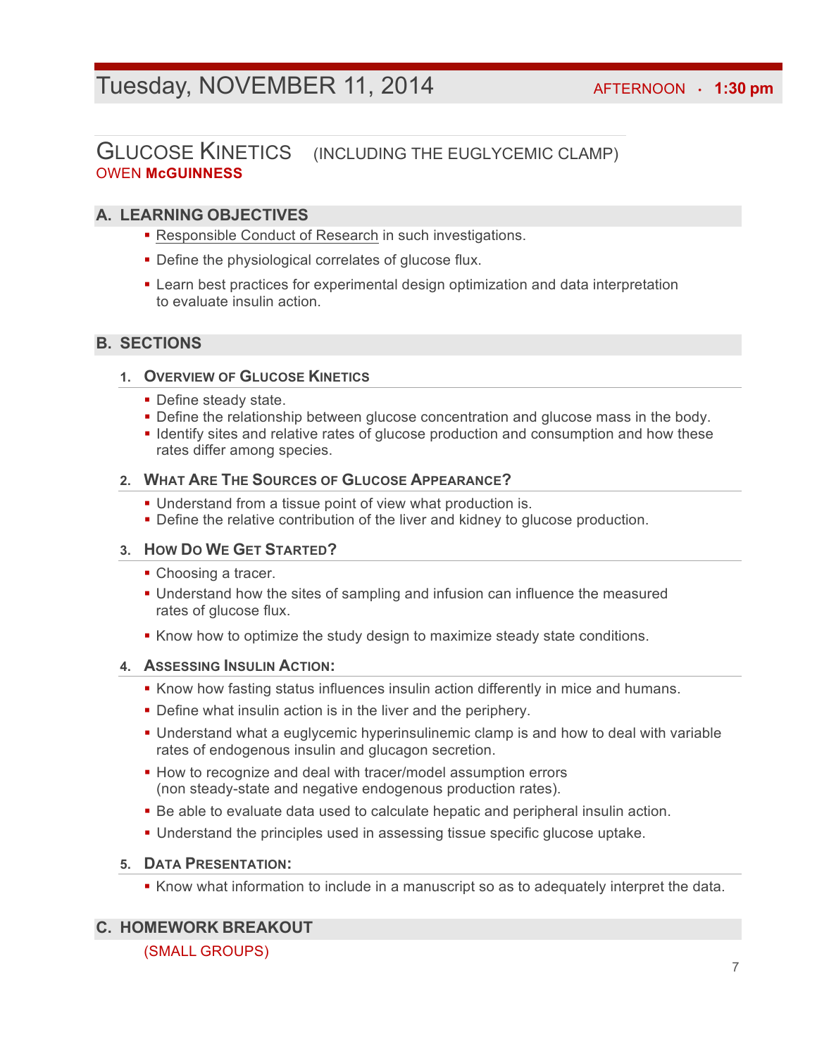# Tuesday, NOVEMBER 11, 2014

AFTERNOON · **1:30 pm**

## GLUCOSE KINETICS (INCLUDING THE EUGLYCEMIC CLAMP)

OWEN **McGUINNESS**

### A. LEARNING OBJECTIVES

- Responsible Conduct of Research in such investigations.
- Define the physiological correlates of glucose flux.
- Learn best practices for experimental design optimization and data interpretation to evaluate insulin action.

### B. SECTIONS

#### 1. OVERVIEW OF GLUCOSE KINETICS

- Define steady state.
- Define the relationship between glucose concentration and glucose mass in the body.
- Identify sites and relative rates of glucose production and consumption and how these rates differ among species.

#### 2. WHAT ARE THE SOURCES OF GLUCOSE APPEARANCE?

- Understand from a tissue point of view what production is.
- Define the relative contribution of the liver and kidney to glucose production.

#### 3. HOW DO WE GET STARTED?

- Choosing a tracer.
- Understand how the sites of sampling and infusion can influence the measured rates of glucose flux.
- Know how to optimize the study design to maximize steady state conditions.

#### 4. ASSESSING INSULIN ACTION:

- Know how fasting status influences insulin action differently in mice and humans.
- Define what insulin action is in the liver and the periphery.
- Understand what a euglycemic hyperinsulinemic clamp is and how to deal with variable rates of endogenous insulin and glucagon secretion.
- How to recognize and deal with tracer/model assumption errors (non steady-state and negative endogenous production rates).
- Be able to evaluate data used to calculate hepatic and peripheral insulin action.
- Understand the principles used in assessing tissue specific glucose uptake.

#### 5. DATA PRESENTATION:

- Know what information to include in a manuscript so as to adequately interpret the data.

### C. HOMEWORK BREAKOUT

(SMALL GROUPS)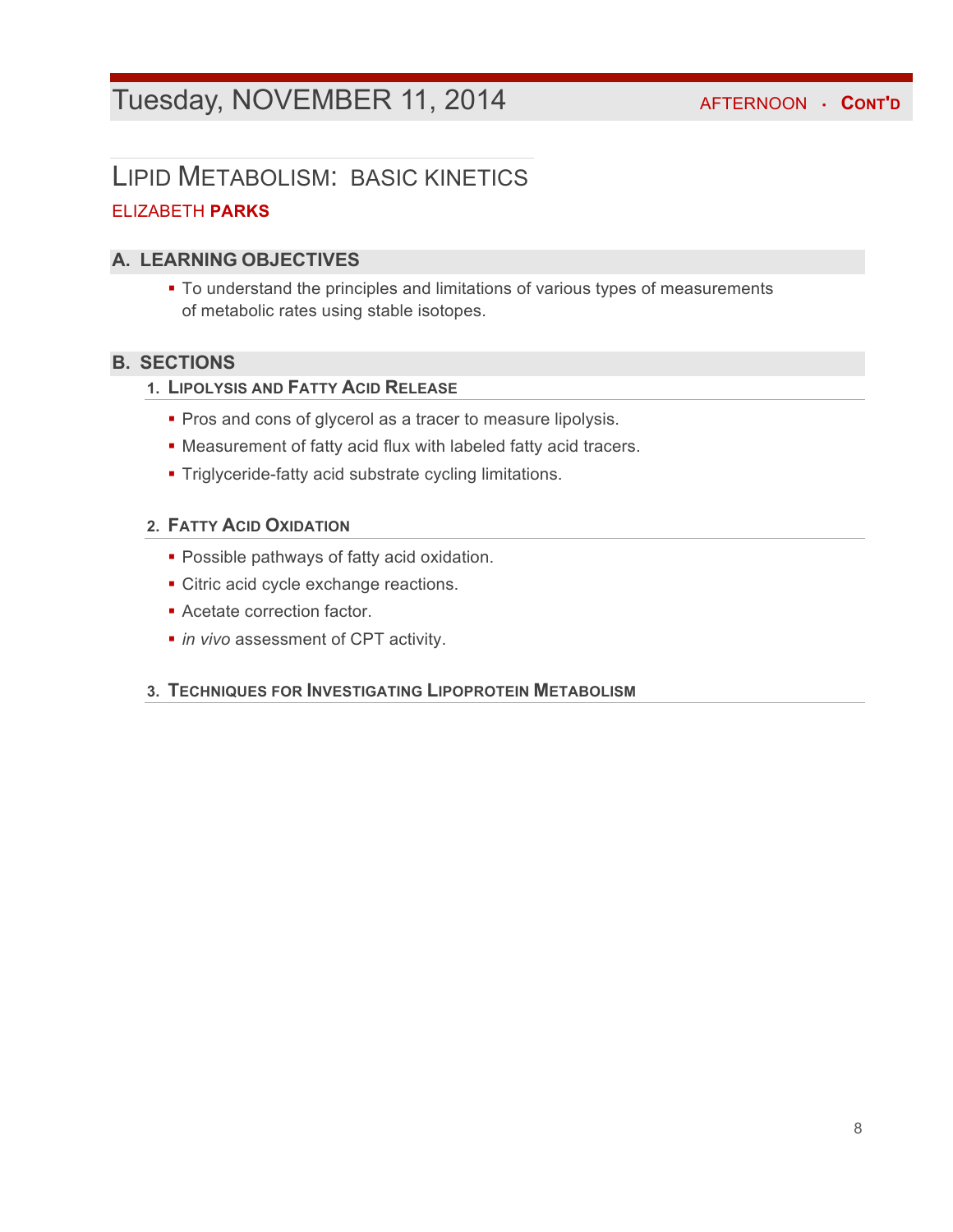# Tuesday, NOVEMBER 11, 2014

AFTERNOON · **CONT'D**

## LIPID METABOLISM: BASIC KINETICS

ELIZABETH **PARKS**

### A. LEARNING OBJECTIVES

- To understand the principles and limitations of various types of measurements of metabolic rates using stable isotopes.

### B. SECTIONS

#### 1. LIPOLYSIS AND FATTY ACID RELEASE

- Pros and cons of glycerol as a tracer to measure lipolysis.
- Measurement of fatty acid flux with labeled fatty acid tracers.
- Triglyceride-fatty acid substrate cycling limitations.

#### 2. FATTY ACID OXIDATION

- Possible pathways of fatty acid oxidation.
- Citric acid cycle exchange reactions.
- Acetate correction factor.
- *in vivo* assessment of CPT activity.

#### 3. TECHNIQUES FOR INVESTIGATING LIPOPROTEIN METABOLISM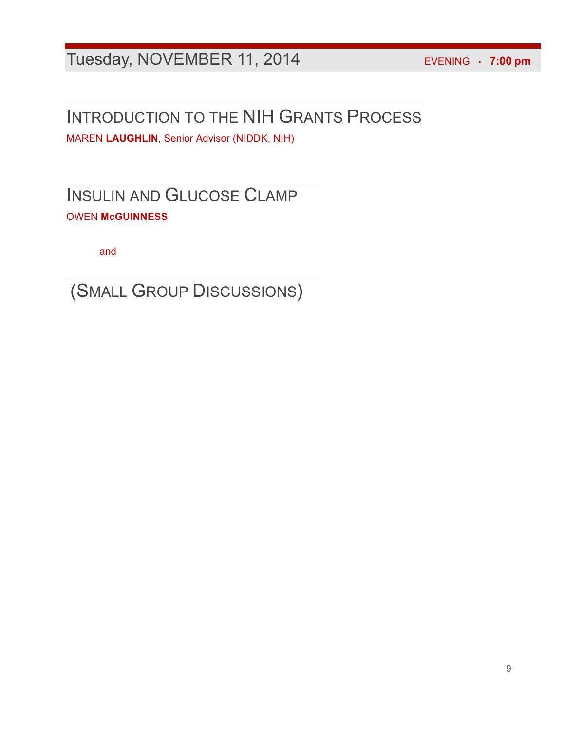## Tuesday, NOVEMBER 11, 2014

EVENING · **7:00 pm**

### INTRODUCTION TO THE NIH GRANTS PROCESS

MAREN **LAUGHLIN**, Senior Advisor (NIDDK, NIH)

### INSULIN AND GLUCOSE CLAMP

OWEN **McGUINNESS**

and

### (SMALL GROUP DISCUSSIONS)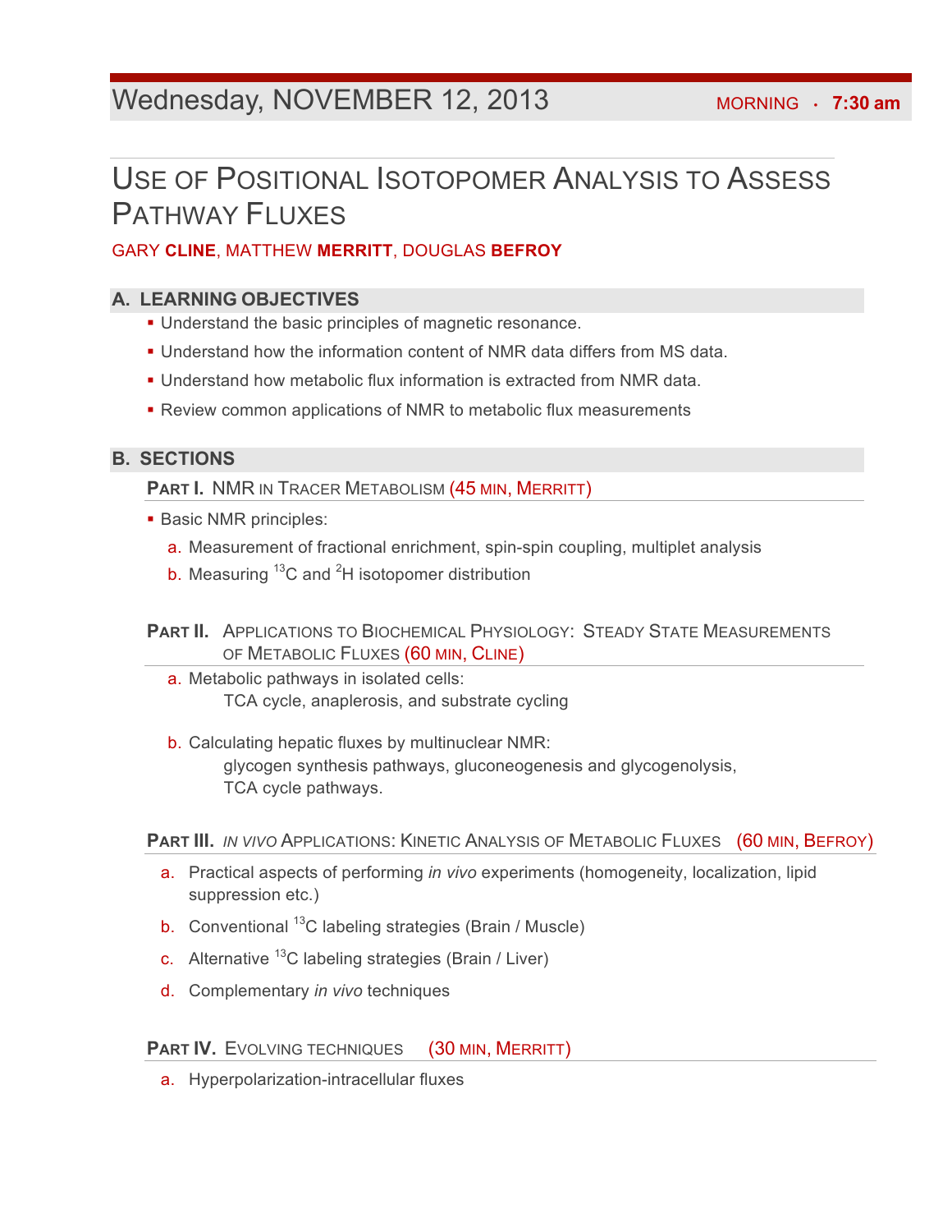## Wednesday, NOVEMBER 12, 2013 — MORNING · 7:30 am

# USE OF POSITIONAL ISOTOPOMER ANALYSIS TO ASSESS PATHWAY FLUXES

GARY **CLINE**, MATTHEW **MERRITT**, DOUGLAS **BEFROY**

## A. LEARNING OBJECTIVES

- Understand the basic principles of magnetic resonance.
- Understand how the information content of NMR data differs from MS data.
- Understand how metabolic flux information is extracted from NMR data.
- Review common applications of NMR to metabolic flux measurements

## B. SECTIONS

### PART I. NMR IN TRACER METABOLISM (45 MIN, MERRITT)

- Basic NMR principles:
  a. Measurement of fractional enrichment, spin-spin coupling, multiplet analysis
  b. Measuring $^{13}C$ and $^{2}H$ isotopomer distribution

### PART II. APPLICATIONS TO BIOCHEMICAL PHYSIOLOGY: STEADY STATE MEASUREMENTS OF METABOLIC FLUXES (60 MIN, CLINE)

a. Metabolic pathways in isolated cells:
   TCA cycle, anaplerosis, and substrate cycling

b. Calculating hepatic fluxes by multinuclear NMR:
   glycogen synthesis pathways, gluconeogenesis and glycogenolysis,
   TCA cycle pathways.

### PART III. *IN VIVO* APPLICATIONS: KINETIC ANALYSIS OF METABOLIC FLUXES (60 MIN, BEFROY)

a. Practical aspects of performing *in vivo* experiments (homogeneity, localization, lipid suppression etc.)
b. Conventional $^{13}C$ labeling strategies (Brain / Muscle)
c. Alternative $^{13}C$ labeling strategies (Brain / Liver)
d. Complementary *in vivo* techniques

### PART IV. EVOLVING TECHNIQUES (30 MIN, MERRITT)

a. Hyperpolarization-intracellular fluxes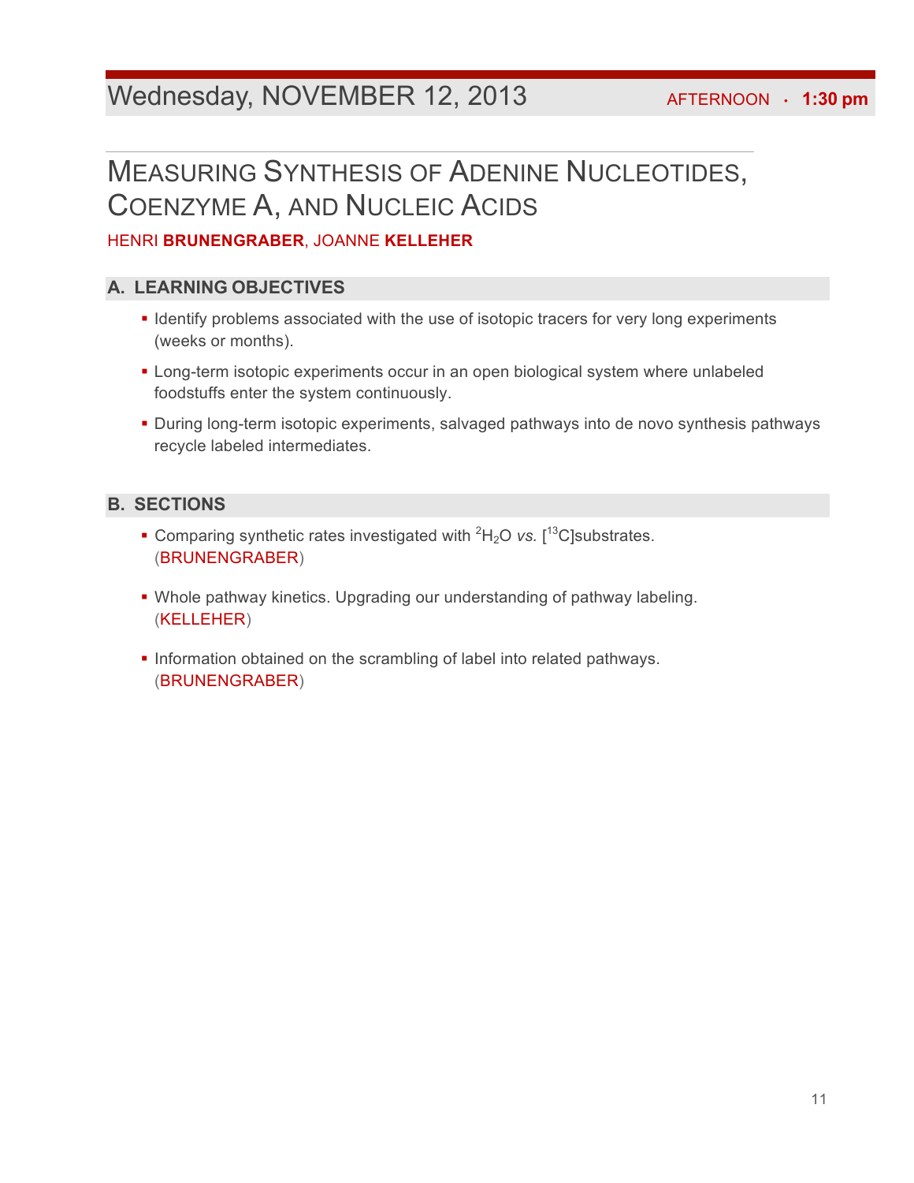## Wednesday, NOVEMBER 12, 2013

AFTERNOON · **1:30 pm**

# Measuring Synthesis of Adenine Nucleotides, Coenzyme A, and Nucleic Acids

HENRI **BRUNENGRABER**, JOANNE **KELLEHER**

### A. LEARNING OBJECTIVES

- Identify problems associated with the use of isotopic tracers for very long experiments (weeks or months).
- Long-term isotopic experiments occur in an open biological system where unlabeled foodstuffs enter the system continuously.
- During long-term isotopic experiments, salvaged pathways into de novo synthesis pathways recycle labeled intermediates.

### B. SECTIONS

- Comparing synthetic rates investigated with $^{2}H_2O$ *vs.* [$^{13}C$]substrates. (BRUNENGRABER)
- Whole pathway kinetics. Upgrading our understanding of pathway labeling. (KELLEHER)
- Information obtained on the scrambling of label into related pathways. (BRUNENGRABER)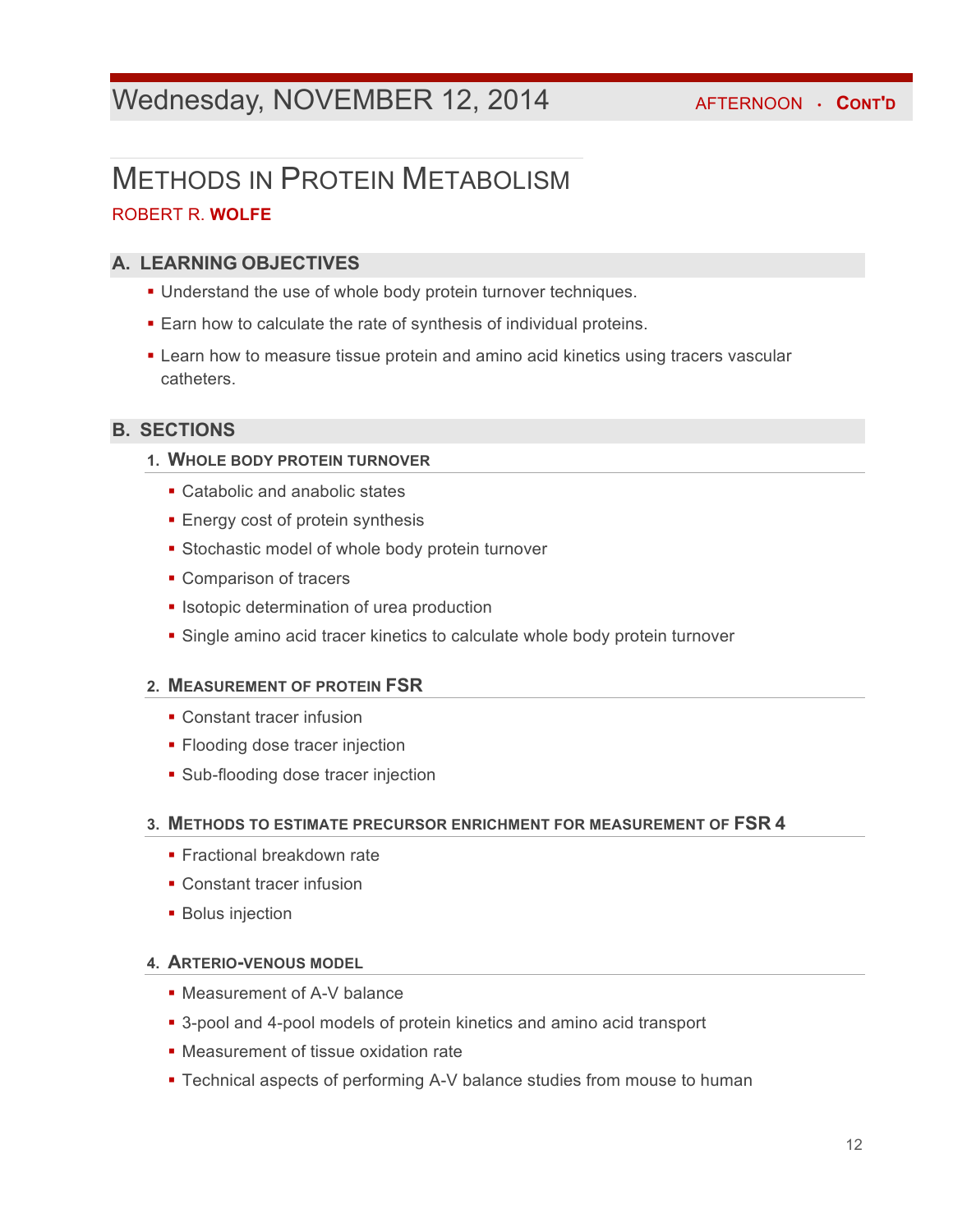Wednesday, NOVEMBER 12, 2014 AFTERNOON · CONT'D

# METHODS IN PROTEIN METABOLISM

ROBERT R. **WOLFE**

## A. LEARNING OBJECTIVES

- Understand the use of whole body protein turnover techniques.
- Earn how to calculate the rate of synthesis of individual proteins.
- Learn how to measure tissue protein and amino acid kinetics using tracers vascular catheters.

## B. SECTIONS

### 1. WHOLE BODY PROTEIN TURNOVER

- Catabolic and anabolic states
- Energy cost of protein synthesis
- Stochastic model of whole body protein turnover
- Comparison of tracers
- Isotopic determination of urea production
- Single amino acid tracer kinetics to calculate whole body protein turnover

### 2. MEASUREMENT OF PROTEIN FSR

- Constant tracer infusion
- Flooding dose tracer injection
- Sub-flooding dose tracer injection

### 3. METHODS TO ESTIMATE PRECURSOR ENRICHMENT FOR MEASUREMENT OF FSR 4

- Fractional breakdown rate
- Constant tracer infusion
- Bolus injection

### 4. ARTERIO-VENOUS MODEL

- Measurement of A-V balance
- 3-pool and 4-pool models of protein kinetics and amino acid transport
- Measurement of tissue oxidation rate
- Technical aspects of performing A-V balance studies from mouse to human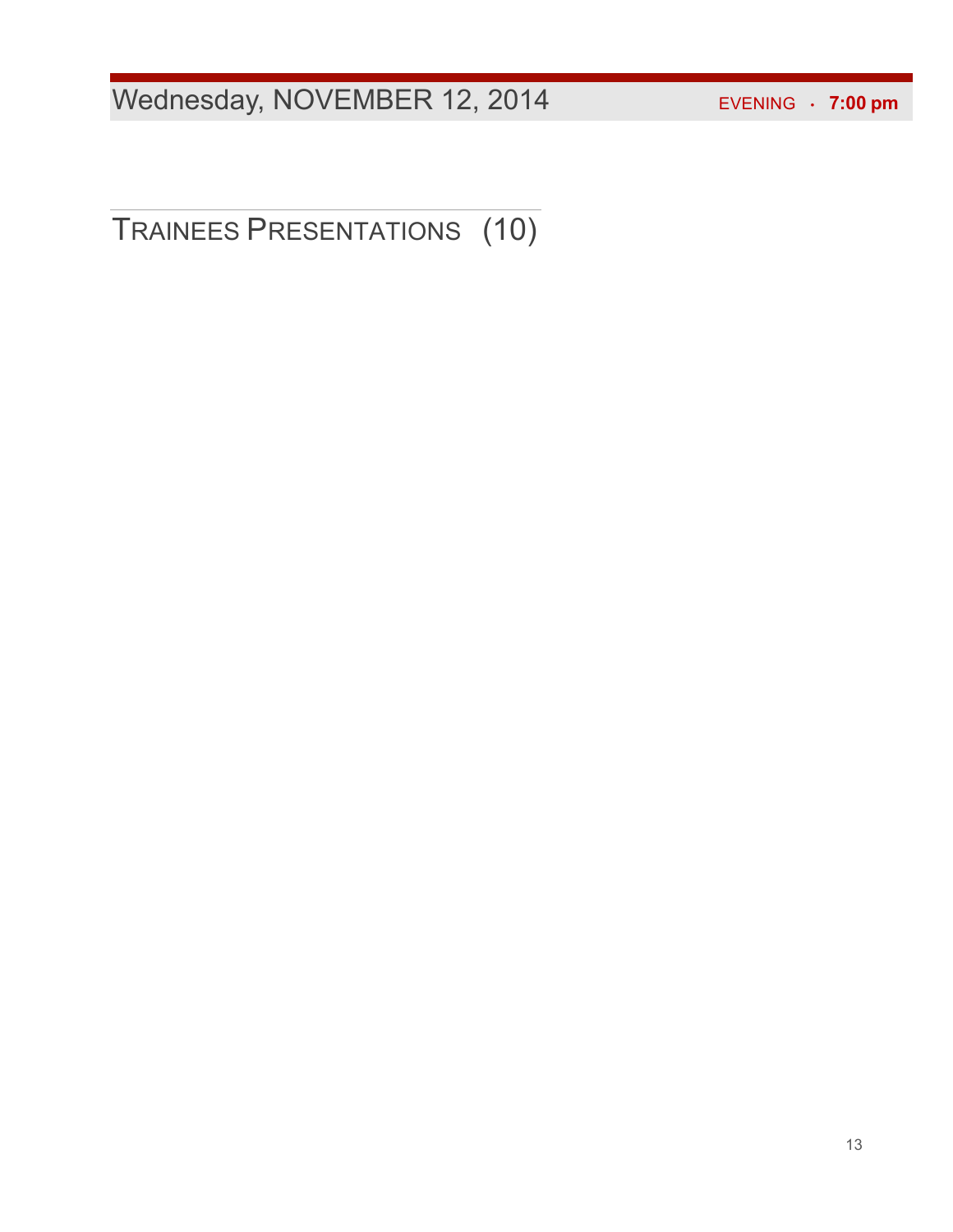# Wednesday, NOVEMBER 12, 2014

EVENING · **7:00 pm**

## TRAINEES PRESENTATIONS (10)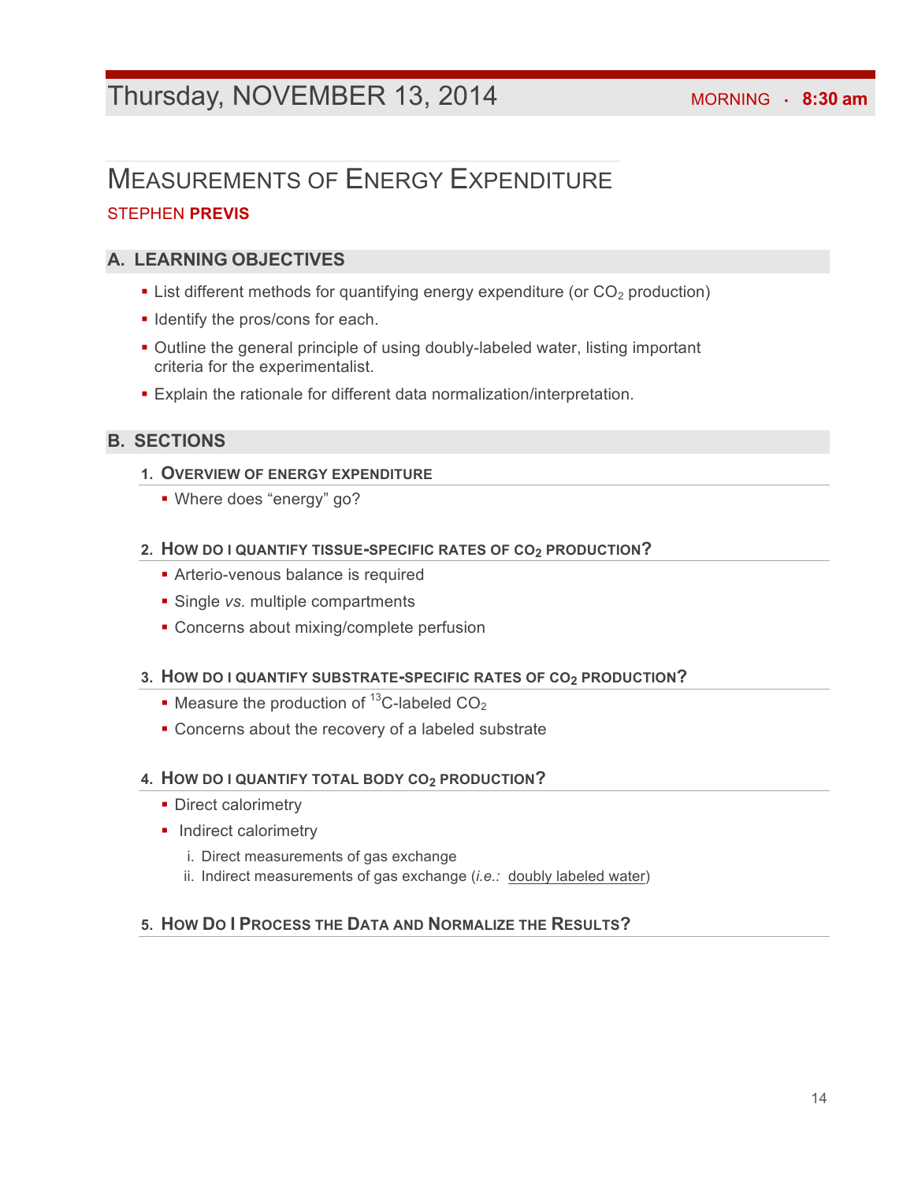# Thursday, NOVEMBER 13, 2014

MORNING · **8:30 am**

## MEASUREMENTS OF ENERGY EXPENDITURE

STEPHEN **PREVIS**

### A. LEARNING OBJECTIVES

- List different methods for quantifying energy expenditure (or $CO_2$ production)
- Identify the pros/cons for each.
- Outline the general principle of using doubly-labeled water, listing important criteria for the experimentalist.
- Explain the rationale for different data normalization/interpretation.

### B. SECTIONS

#### 1. OVERVIEW OF ENERGY EXPENDITURE

- Where does "energy" go?

#### 2. HOW DO I QUANTIFY TISSUE-SPECIFIC RATES OF $CO_2$ PRODUCTION?

- Arterio-venous balance is required
- Single *vs.* multiple compartments
- Concerns about mixing/complete perfusion

#### 3. HOW DO I QUANTIFY SUBSTRATE-SPECIFIC RATES OF $CO_2$ PRODUCTION?

- Measure the production of $^{13}C$-labeled $CO_2$
- Concerns about the recovery of a labeled substrate

#### 4. HOW DO I QUANTIFY TOTAL BODY $CO_2$ PRODUCTION?

- Direct calorimetry
- Indirect calorimetry
  1. Direct measurements of gas exchange
  2. Indirect measurements of gas exchange (*i.e.:* doubly labeled water)

#### 5. HOW DO I PROCESS THE DATA AND NORMALIZE THE RESULTS?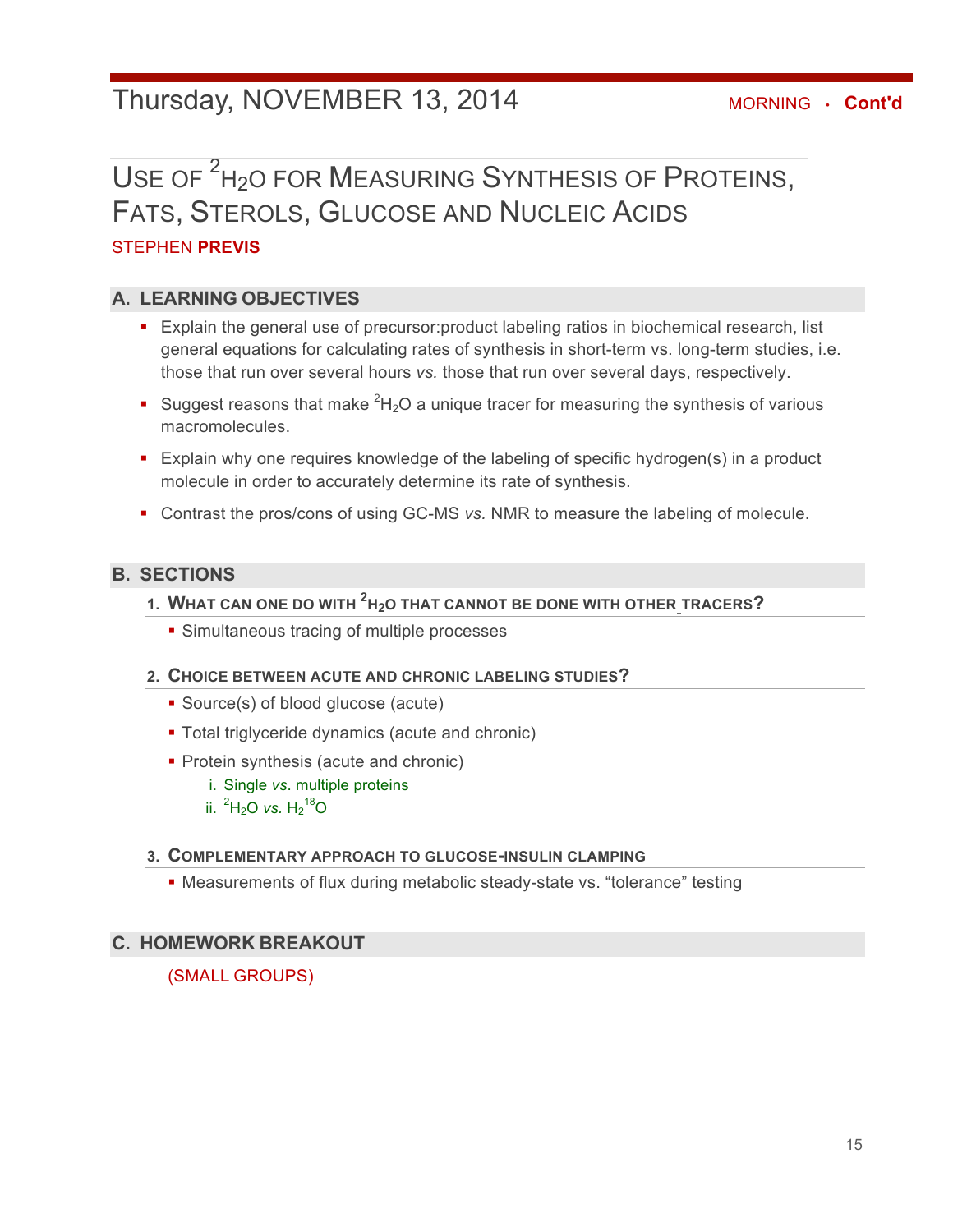# Thursday, NOVEMBER 13, 2014

MORNING · **Cont'd**

## USE OF $^2H_2O$ FOR MEASURING SYNTHESIS OF PROTEINS, FATS, STEROLS, GLUCOSE AND NUCLEIC ACIDS

STEPHEN **PREVIS**

### A. LEARNING OBJECTIVES

- Explain the general use of precursor:product labeling ratios in biochemical research, list general equations for calculating rates of synthesis in short-term vs. long-term studies, i.e. those that run over several hours *vs.* those that run over several days, respectively.
- Suggest reasons that make $^2H_2O$ a unique tracer for measuring the synthesis of various macromolecules.
- Explain why one requires knowledge of the labeling of specific hydrogen(s) in a product molecule in order to accurately determine its rate of synthesis.
- Contrast the pros/cons of using GC-MS *vs.* NMR to measure the labeling of molecule.

### B. SECTIONS

#### 1. WHAT CAN ONE DO WITH $^2H_2O$ THAT CANNOT BE DONE WITH OTHER TRACERS?

- Simultaneous tracing of multiple processes

#### 2. CHOICE BETWEEN ACUTE AND CHRONIC LABELING STUDIES?

- Source(s) of blood glucose (acute)
- Total triglyceride dynamics (acute and chronic)
- Protein synthesis (acute and chronic)
  - i. Single *vs.* multiple proteins
  - ii. $^2H_2O$ *vs.* $H_2{}^{18}O$

#### 3. COMPLEMENTARY APPROACH TO GLUCOSE-INSULIN CLAMPING

- Measurements of flux during metabolic steady-state vs. "tolerance" testing

### C. HOMEWORK BREAKOUT

(SMALL GROUPS)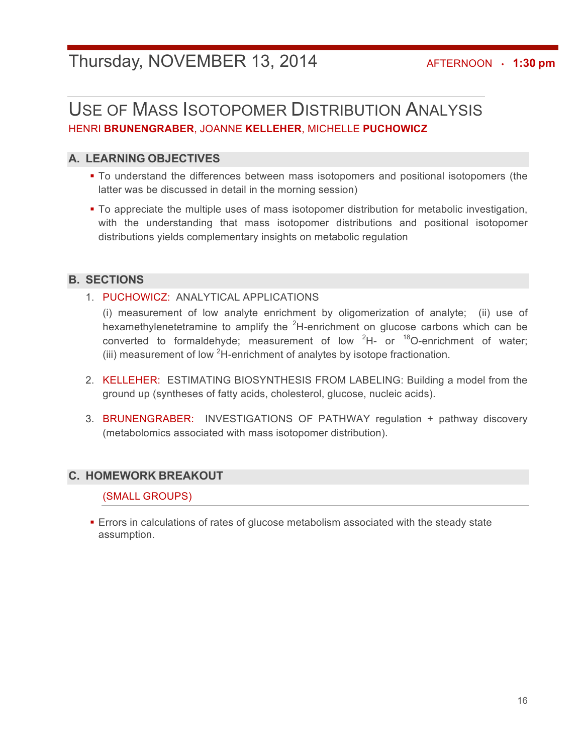# Thursday, NOVEMBER 13, 2014

AFTERNOON · **1:30 pm**

## USE OF MASS ISOTOPOMER DISTRIBUTION ANALYSIS

HENRI **BRUNENGRABER**, JOANNE **KELLEHER**, MICHELLE **PUCHOWICZ**

### A. LEARNING OBJECTIVES

- To understand the differences between mass isotopomers and positional isotopomers (the latter was be discussed in detail in the morning session)
- To appreciate the multiple uses of mass isotopomer distribution for metabolic investigation, with the understanding that mass isotopomer distributions and positional isotopomer distributions yields complementary insights on metabolic regulation

### B. SECTIONS

1. PUCHOWICZ: ANALYTICAL APPLICATIONS

   (i) measurement of low analyte enrichment by oligomerization of analyte; (ii) use of hexamethylenetetramine to amplify the $^{2}$H-enrichment on glucose carbons which can be converted to formaldehyde; measurement of low $^{2}$H- or $^{18}$O-enrichment of water; (iii) measurement of low $^{2}$H-enrichment of analytes by isotope fractionation.

2. KELLEHER: ESTIMATING BIOSYNTHESIS FROM LABELING: Building a model from the ground up (syntheses of fatty acids, cholesterol, glucose, nucleic acids).

3. BRUNENGRABER: INVESTIGATIONS OF PATHWAY regulation + pathway discovery (metabolomics associated with mass isotopomer distribution).

### C. HOMEWORK BREAKOUT

(SMALL GROUPS)

- Errors in calculations of rates of glucose metabolism associated with the steady state assumption.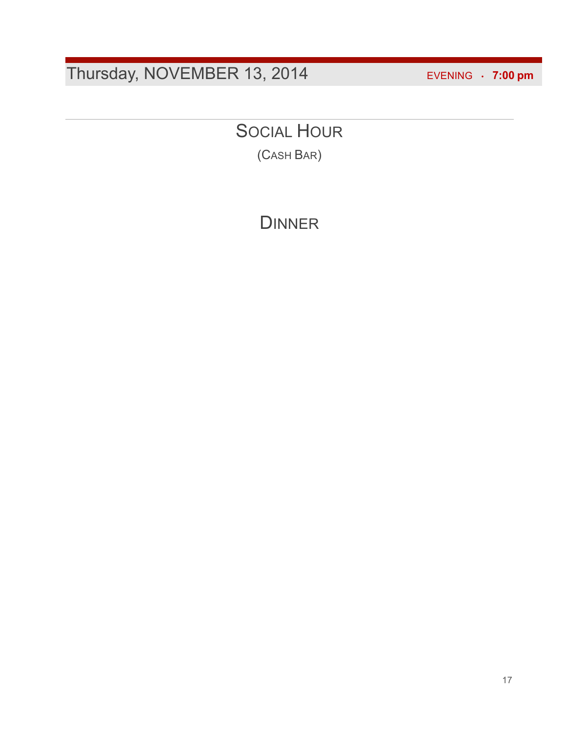## Thursday, NOVEMBER 13, 2014

EVENING · **7:00 pm**

---

### SOCIAL HOUR

(CASH BAR)

### DINNER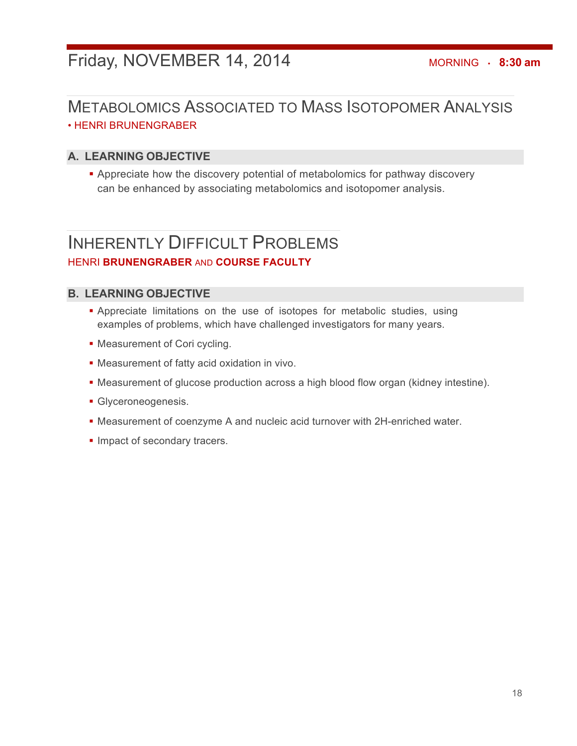# Friday, NOVEMBER 14, 2014

MORNING · **8:30 am**

## METABOLOMICS ASSOCIATED TO MASS ISOTOPOMER ANALYSIS

• HENRI BRUNENGRABER

### A. LEARNING OBJECTIVE

- Appreciate how the discovery potential of metabolomics for pathway discovery can be enhanced by associating metabolomics and isotopomer analysis.

## INHERENTLY DIFFICULT PROBLEMS

HENRI **BRUNENGRABER** AND **COURSE FACULTY**

### B. LEARNING OBJECTIVE

- Appreciate limitations on the use of isotopes for metabolic studies, using examples of problems, which have challenged investigators for many years.
- Measurement of Cori cycling.
- Measurement of fatty acid oxidation in vivo.
- Measurement of glucose production across a high blood flow organ (kidney intestine).
- Glyceroneogenesis.
- Measurement of coenzyme A and nucleic acid turnover with 2H-enriched water.
- Impact of secondary tracers.